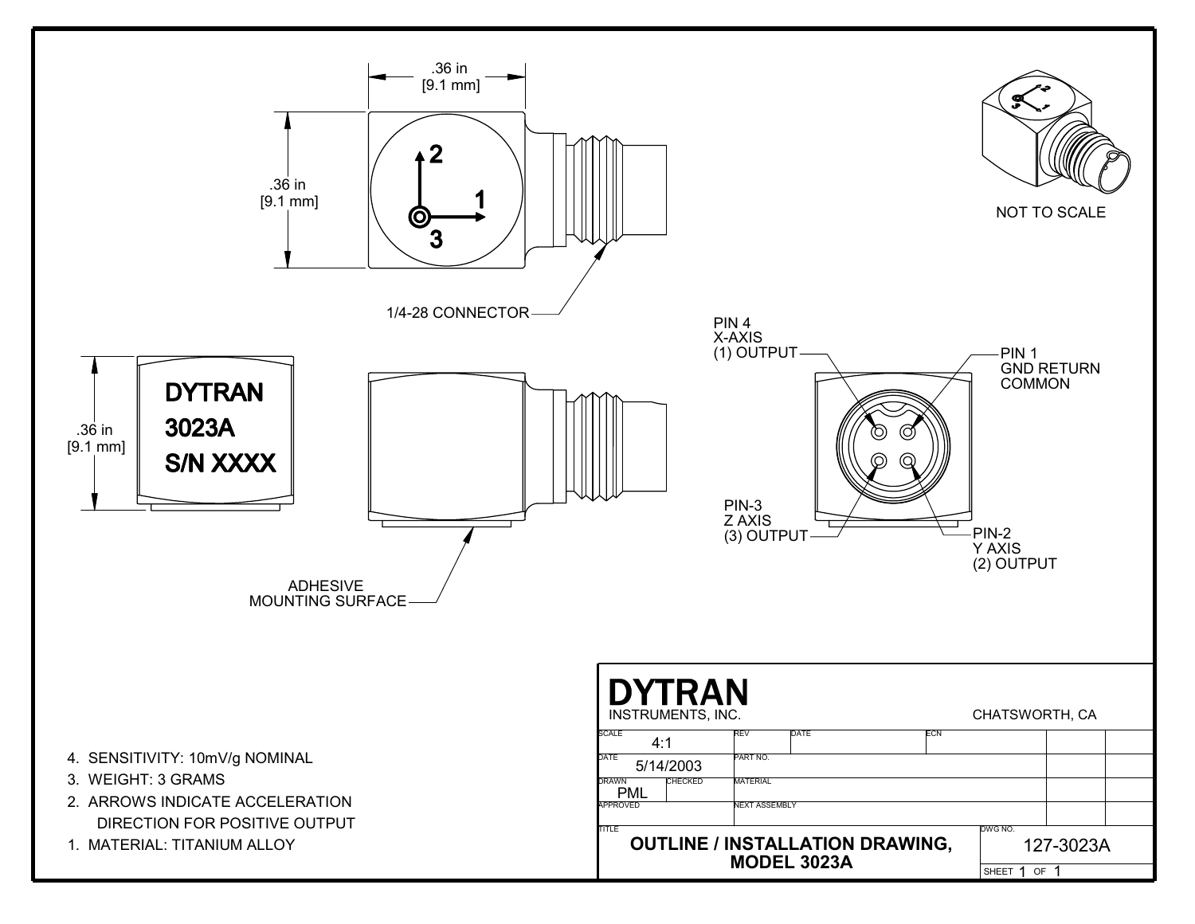.36 in
[9.1 mm]

.36 in
[9.1 mm]

2
1
3

1/4-28 CONNECTOR

NOT TO SCALE

.36 in
[9.1 mm]

DYTRAN
3023A
S/N XXXX

PIN 4
X-AXIS
(1) OUTPUT

PIN 1
GND RETURN
COMMON

PIN-3
Z AXIS
(3) OUTPUT

PIN-2
Y AXIS
(2) OUTPUT

ADHESIVE
MOUNTING SURFACE

4. SENSITIVITY: 10mV/g NOMINAL
3. WEIGHT: 3 GRAMS
2. ARROWS INDICATE ACCELERATION DIRECTION FOR POSITIVE OUTPUT
1. MATERIAL: TITANIUM ALLOY

**DYTRAN**
INSTRUMENTS, INC.
CHATSWORTH, CA

| | | | |
|---|---|---|---|
| SCALE 4:1 | REV | DATE | ECN |
| DATE 5/14/2003 | PART NO. | | |
| DRAWN PML / CHECKED | MATERIAL | | |
| APPROVED | NEXT ASSEMBLY | | |
| TITLE **OUTLINE / INSTALLATION DRAWING, MODEL 3023A** | | DWG NO. 127-3023A | SHEET 1 OF 1 |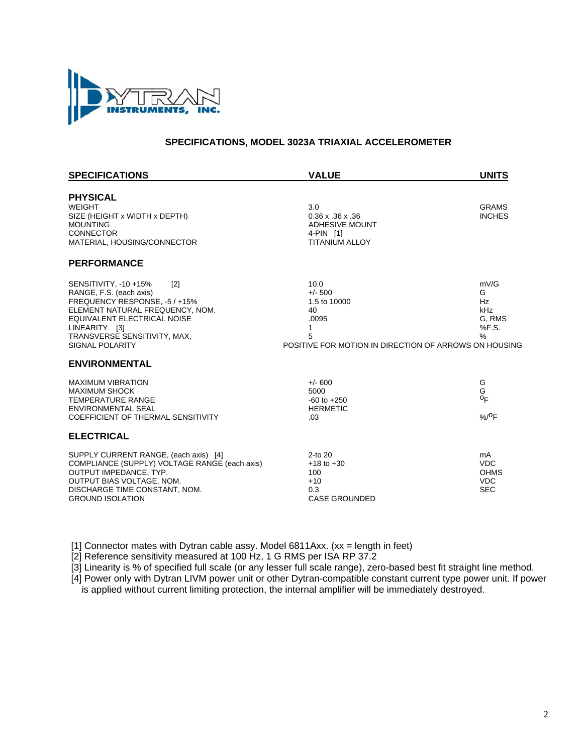DYTRAN INSTRUMENTS, INC.

## SPECIFICATIONS, MODEL 3023A TRIAXIAL ACCELEROMETER

| SPECIFICATIONS | VALUE | UNITS |
|---|---|---|
| **PHYSICAL** | | |
| WEIGHT | 3.0 | GRAMS |
| SIZE (HEIGHT x WIDTH x DEPTH) | 0.36 x .36 x .36 | INCHES |
| MOUNTING | ADHESIVE MOUNT | |
| CONNECTOR | 4-PIN [1] | |
| MATERIAL, HOUSING/CONNECTOR | TITANIUM ALLOY | |
| **PERFORMANCE** | | |
| SENSITIVITY, -10 +15% [2] | 10.0 | mV/G |
| RANGE, F.S. (each axis) | +/- 500 | G |
| FREQUENCY RESPONSE, -5 / +15% | 1.5 to 10000 | Hz |
| ELEMENT NATURAL FREQUENCY, NOM. | 40 | kHz |
| EQUIVALENT ELECTRICAL NOISE | .0095 | G, RMS |
| LINEARITY [3] | 1 | %F.S. |
| TRANSVERSE SENSITIVITY, MAX, | 5 | % |
| SIGNAL POLARITY | POSITIVE FOR MOTION IN DIRECTION OF ARROWS ON HOUSING | |
| **ENVIRONMENTAL** | | |
| MAXIMUM VIBRATION | +/- 600 | G |
| MAXIMUM SHOCK | 5000 | G |
| TEMPERATURE RANGE | -60 to +250 | °F |
| ENVIRONMENTAL SEAL | HERMETIC | |
| COEFFICIENT OF THERMAL SENSITIVITY | .03 | %/°F |
| **ELECTRICAL** | | |
| SUPPLY CURRENT RANGE, (each axis) [4] | 2-to 20 | mA |
| COMPLIANCE (SUPPLY) VOLTAGE RANGE (each axis) | +18 to +30 | VDC |
| OUTPUT IMPEDANCE, TYP. | 100 | OHMS |
| OUTPUT BIAS VOLTAGE, NOM. | +10 | VDC |
| DISCHARGE TIME CONSTANT, NOM. | 0.3 | SEC |
| GROUND ISOLATION | CASE GROUNDED | |

[1] Connector mates with Dytran cable assy. Model 6811Axx. (xx = length in feet)
[2] Reference sensitivity measured at 100 Hz, 1 G RMS per ISA RP 37.2
[3] Linearity is % of specified full scale (or any lesser full scale range), zero-based best fit straight line method.
[4] Power only with Dytran LIVM power unit or other Dytran-compatible constant current type power unit. If power is applied without current limiting protection, the internal amplifier will be immediately destroyed.